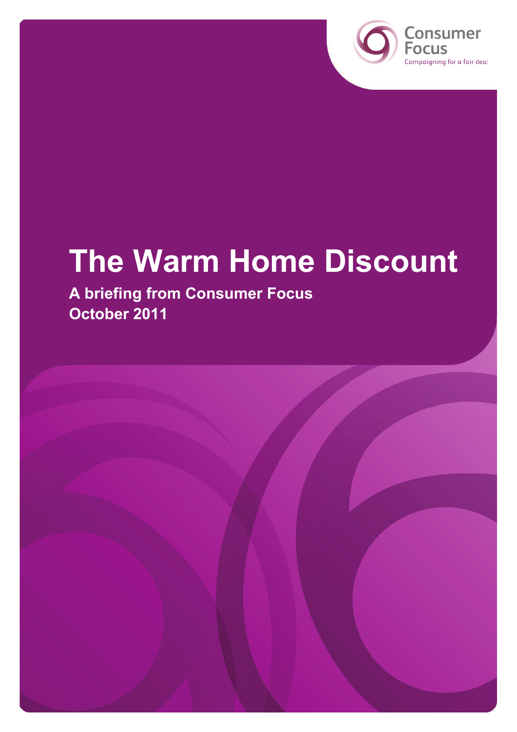Consumer Focus

Campaigning for a fair deal

# The Warm Home Discount

**A briefing from Consumer Focus**
**October 2011**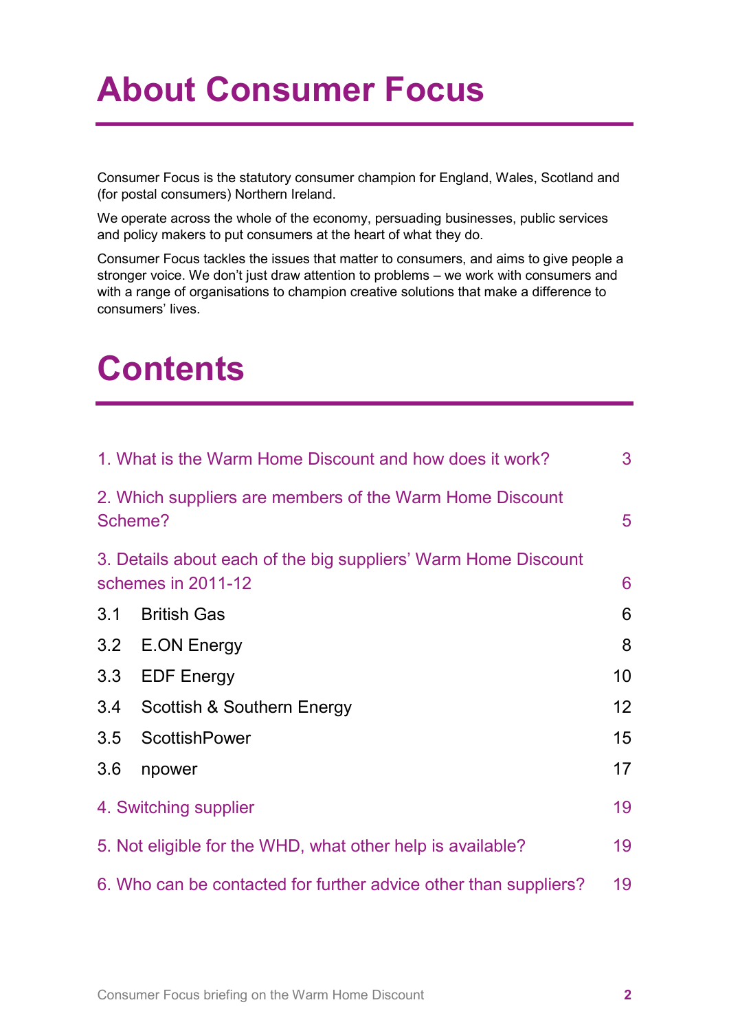# About Consumer Focus

Consumer Focus is the statutory consumer champion for England, Wales, Scotland and (for postal consumers) Northern Ireland.

We operate across the whole of the economy, persuading businesses, public services and policy makers to put consumers at the heart of what they do.

Consumer Focus tackles the issues that matter to consumers, and aims to give people a stronger voice. We don't just draw attention to problems – we work with consumers and with a range of organisations to champion creative solutions that make a difference to consumers' lives.

# Contents

| | |
|---|---|
| 1. What is the Warm Home Discount and how does it work? | 3 |
| 2. Which suppliers are members of the Warm Home Discount Scheme? | 5 |
| 3. Details about each of the big suppliers' Warm Home Discount schemes in 2011-12 | 6 |
| 3.1 British Gas | 6 |
| 3.2 E.ON Energy | 8 |
| 3.3 EDF Energy | 10 |
| 3.4 Scottish & Southern Energy | 12 |
| 3.5 ScottishPower | 15 |
| 3.6 npower | 17 |
| 4. Switching supplier | 19 |
| 5. Not eligible for the WHD, what other help is available? | 19 |
| 6. Who can be contacted for further advice other than suppliers? | 19 |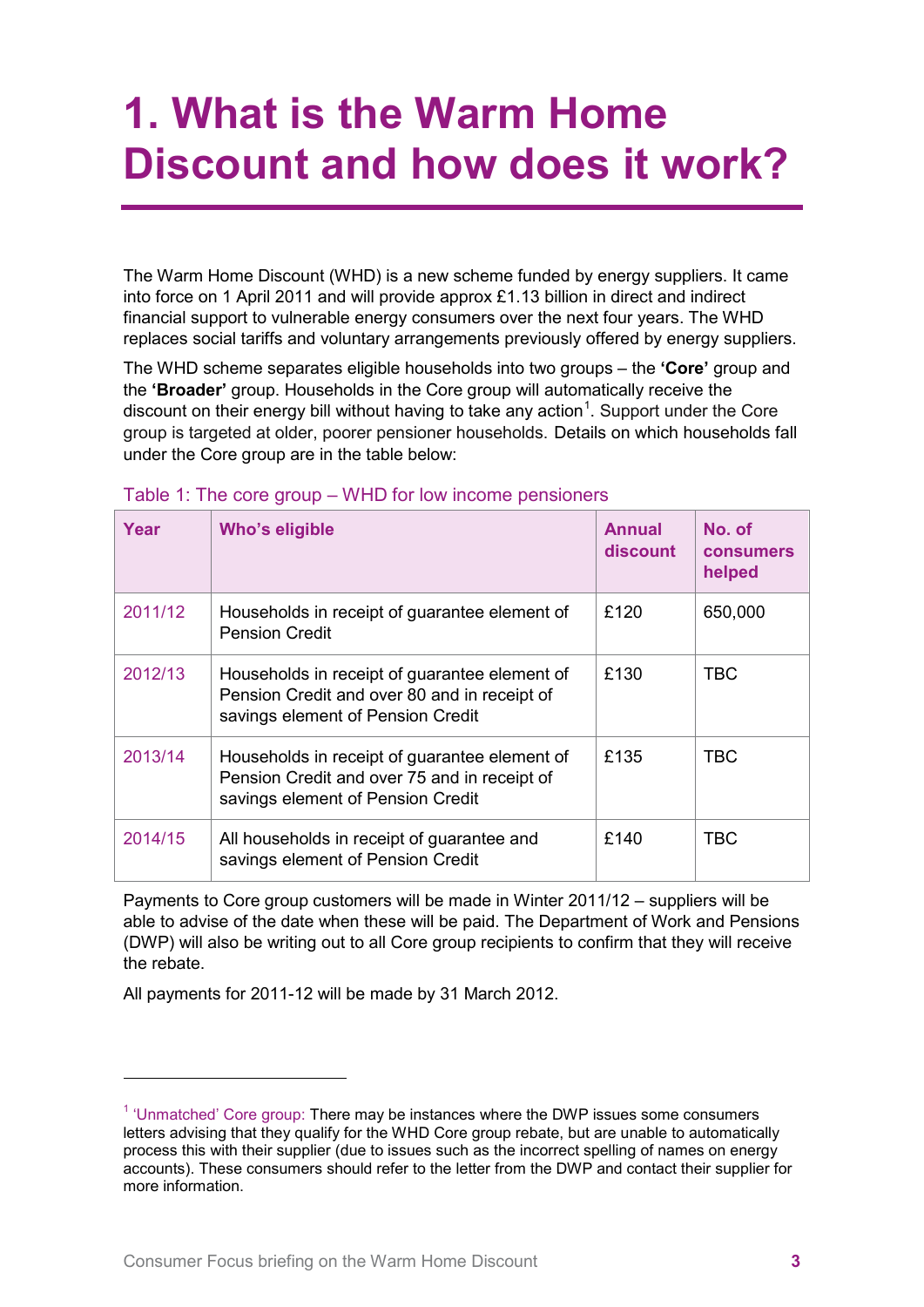# 1. What is the Warm Home Discount and how does it work?

The Warm Home Discount (WHD) is a new scheme funded by energy suppliers. It came into force on 1 April 2011 and will provide approx £1.13 billion in direct and indirect financial support to vulnerable energy consumers over the next four years. The WHD replaces social tariffs and voluntary arrangements previously offered by energy suppliers.

The WHD scheme separates eligible households into two groups – the **'Core'** group and the **'Broader'** group. Households in the Core group will automatically receive the discount on their energy bill without having to take any action[1]. Support under the Core group is targeted at older, poorer pensioner households. Details on which households fall under the Core group are in the table below:

Table 1: The core group – WHD for low income pensioners

| Year | Who's eligible | Annual discount | No. of consumers helped |
|---|---|---|---|
| 2011/12 | Households in receipt of guarantee element of Pension Credit | £120 | 650,000 |
| 2012/13 | Households in receipt of guarantee element of Pension Credit and over 80 and in receipt of savings element of Pension Credit | £130 | TBC |
| 2013/14 | Households in receipt of guarantee element of Pension Credit and over 75 and in receipt of savings element of Pension Credit | £135 | TBC |
| 2014/15 | All households in receipt of guarantee and savings element of Pension Credit | £140 | TBC |

Payments to Core group customers will be made in Winter 2011/12 – suppliers will be able to advise of the date when these will be paid. The Department of Work and Pensions (DWP) will also be writing out to all Core group recipients to confirm that they will receive the rebate.

All payments for 2011-12 will be made by 31 March 2012.

---

[1] 'Unmatched' Core group: There may be instances where the DWP issues some consumers letters advising that they qualify for the WHD Core group rebate, but are unable to automatically process this with their supplier (due to issues such as the incorrect spelling of names on energy accounts). These consumers should refer to the letter from the DWP and contact their supplier for more information.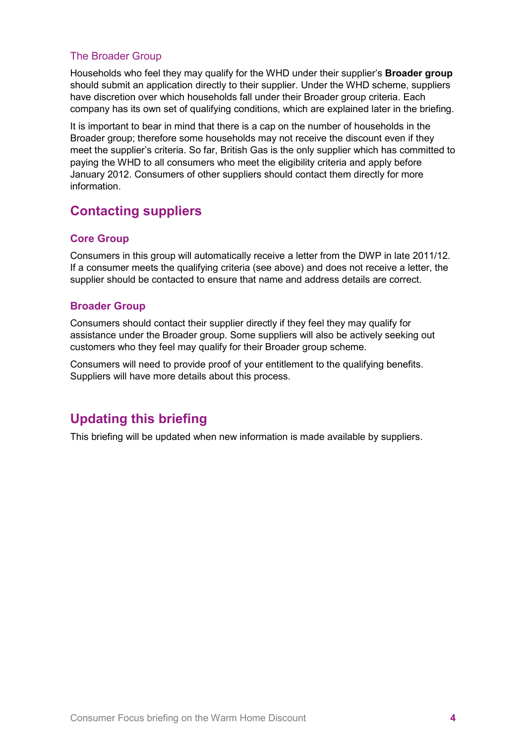### The Broader Group

Households who feel they may qualify for the WHD under their supplier's **Broader group** should submit an application directly to their supplier. Under the WHD scheme, suppliers have discretion over which households fall under their Broader group criteria. Each company has its own set of qualifying conditions, which are explained later in the briefing.

It is important to bear in mind that there is a cap on the number of households in the Broader group; therefore some households may not receive the discount even if they meet the supplier's criteria. So far, British Gas is the only supplier which has committed to paying the WHD to all consumers who meet the eligibility criteria and apply before January 2012. Consumers of other suppliers should contact them directly for more information.

## Contacting suppliers

### Core Group

Consumers in this group will automatically receive a letter from the DWP in late 2011/12. If a consumer meets the qualifying criteria (see above) and does not receive a letter, the supplier should be contacted to ensure that name and address details are correct.

### Broader Group

Consumers should contact their supplier directly if they feel they may qualify for assistance under the Broader group. Some suppliers will also be actively seeking out customers who they feel may qualify for their Broader group scheme.

Consumers will need to provide proof of your entitlement to the qualifying benefits. Suppliers will have more details about this process.

## Updating this briefing

This briefing will be updated when new information is made available by suppliers.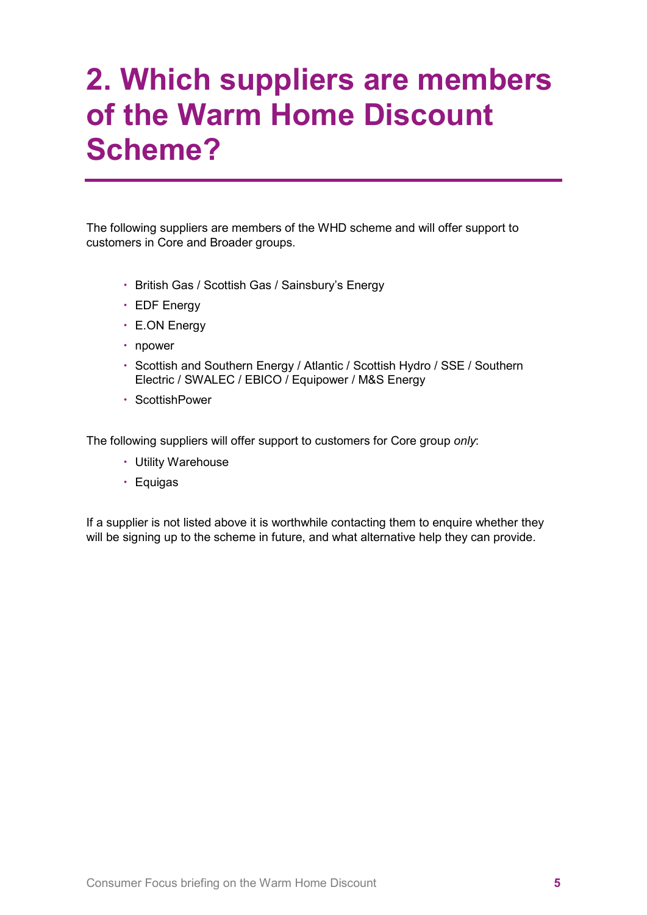# 2. Which suppliers are members of the Warm Home Discount Scheme?

The following suppliers are members of the WHD scheme and will offer support to customers in Core and Broader groups.

- British Gas / Scottish Gas / Sainsbury's Energy
- EDF Energy
- E.ON Energy
- npower
- Scottish and Southern Energy / Atlantic / Scottish Hydro / SSE / Southern Electric / SWALEC / EBICO / Equipower / M&S Energy
- ScottishPower

The following suppliers will offer support to customers for Core group *only*:

- Utility Warehouse
- Equigas

If a supplier is not listed above it is worthwhile contacting them to enquire whether they will be signing up to the scheme in future, and what alternative help they can provide.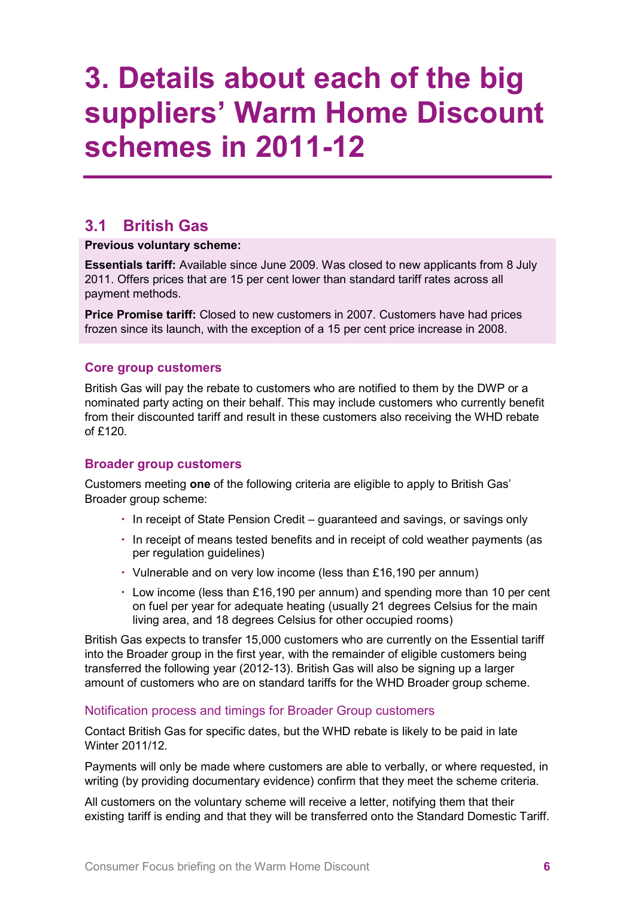# 3. Details about each of the big suppliers' Warm Home Discount schemes in 2011-12

## 3.1 British Gas

**Previous voluntary scheme:**

**Essentials tariff:** Available since June 2009. Was closed to new applicants from 8 July 2011. Offers prices that are 15 per cent lower than standard tariff rates across all payment methods.

**Price Promise tariff:** Closed to new customers in 2007. Customers have had prices frozen since its launch, with the exception of a 15 per cent price increase in 2008.

### Core group customers

British Gas will pay the rebate to customers who are notified to them by the DWP or a nominated party acting on their behalf. This may include customers who currently benefit from their discounted tariff and result in these customers also receiving the WHD rebate of £120.

### Broader group customers

Customers meeting **one** of the following criteria are eligible to apply to British Gas' Broader group scheme:

- In receipt of State Pension Credit – guaranteed and savings, or savings only
- In receipt of means tested benefits and in receipt of cold weather payments (as per regulation guidelines)
- Vulnerable and on very low income (less than £16,190 per annum)
- Low income (less than £16,190 per annum) and spending more than 10 per cent on fuel per year for adequate heating (usually 21 degrees Celsius for the main living area, and 18 degrees Celsius for other occupied rooms)

British Gas expects to transfer 15,000 customers who are currently on the Essential tariff into the Broader group in the first year, with the remainder of eligible customers being transferred the following year (2012-13). British Gas will also be signing up a larger amount of customers who are on standard tariffs for the WHD Broader group scheme.

#### Notification process and timings for Broader Group customers

Contact British Gas for specific dates, but the WHD rebate is likely to be paid in late Winter 2011/12.

Payments will only be made where customers are able to verbally, or where requested, in writing (by providing documentary evidence) confirm that they meet the scheme criteria.

All customers on the voluntary scheme will receive a letter, notifying them that their existing tariff is ending and that they will be transferred onto the Standard Domestic Tariff.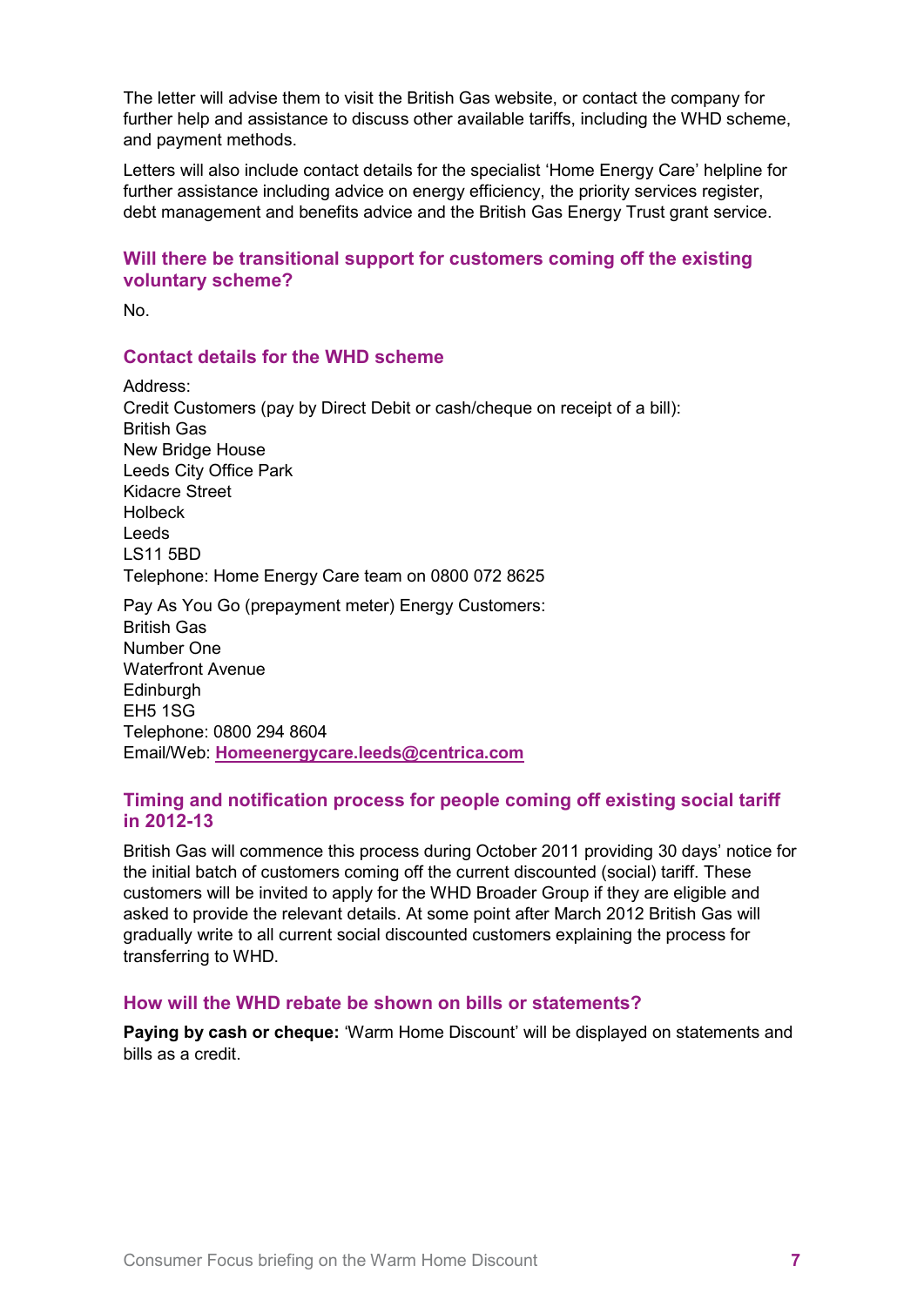The letter will advise them to visit the British Gas website, or contact the company for further help and assistance to discuss other available tariffs, including the WHD scheme, and payment methods.

Letters will also include contact details for the specialist 'Home Energy Care' helpline for further assistance including advice on energy efficiency, the priority services register, debt management and benefits advice and the British Gas Energy Trust grant service.

### Will there be transitional support for customers coming off the existing voluntary scheme?

No.

### Contact details for the WHD scheme

Address:
Credit Customers (pay by Direct Debit or cash/cheque on receipt of a bill):
British Gas
New Bridge House
Leeds City Office Park
Kidacre Street
Holbeck
Leeds
LS11 5BD
Telephone: Home Energy Care team on 0800 072 8625

Pay As You Go (prepayment meter) Energy Customers:
British Gas
Number One
Waterfront Avenue
Edinburgh
EH5 1SG
Telephone: 0800 294 8604
Email/Web: **Homeenergycare.leeds@centrica.com**

### Timing and notification process for people coming off existing social tariff in 2012-13

British Gas will commence this process during October 2011 providing 30 days' notice for the initial batch of customers coming off the current discounted (social) tariff. These customers will be invited to apply for the WHD Broader Group if they are eligible and asked to provide the relevant details. At some point after March 2012 British Gas will gradually write to all current social discounted customers explaining the process for transferring to WHD.

### How will the WHD rebate be shown on bills or statements?

**Paying by cash or cheque:** 'Warm Home Discount' will be displayed on statements and bills as a credit.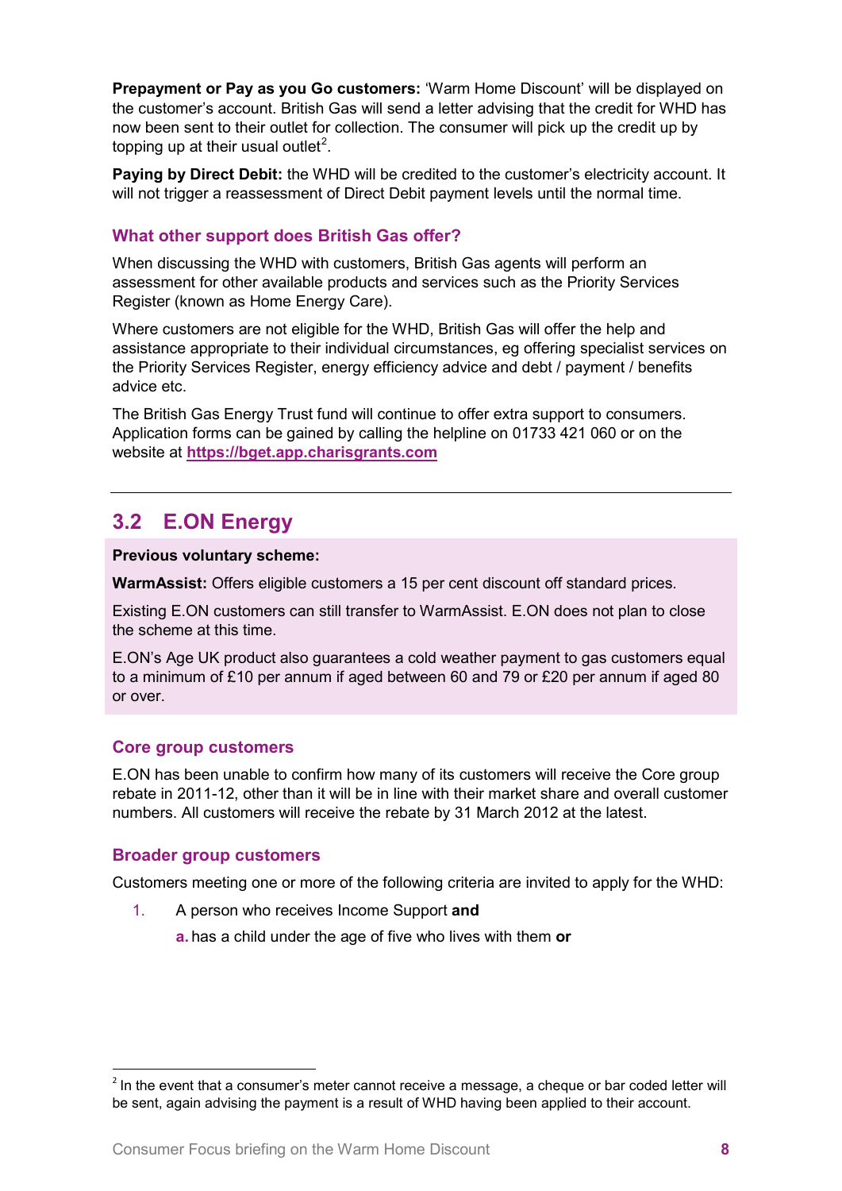**Prepayment or Pay as you Go customers:** 'Warm Home Discount' will be displayed on the customer's account. British Gas will send a letter advising that the credit for WHD has now been sent to their outlet for collection. The consumer will pick up the credit up by topping up at their usual outlet[2].

**Paying by Direct Debit:** the WHD will be credited to the customer's electricity account. It will not trigger a reassessment of Direct Debit payment levels until the normal time.

### What other support does British Gas offer?

When discussing the WHD with customers, British Gas agents will perform an assessment for other available products and services such as the Priority Services Register (known as Home Energy Care).

Where customers are not eligible for the WHD, British Gas will offer the help and assistance appropriate to their individual circumstances, eg offering specialist services on the Priority Services Register, energy efficiency advice and debt / payment / benefits advice etc.

The British Gas Energy Trust fund will continue to offer extra support to consumers. Application forms can be gained by calling the helpline on 01733 421 060 or on the website at **https://bget.app.charisgrants.com**

---

## 3.2 E.ON Energy

**Previous voluntary scheme:**

**WarmAssist:** Offers eligible customers a 15 per cent discount off standard prices.

Existing E.ON customers can still transfer to WarmAssist. E.ON does not plan to close the scheme at this time.

E.ON's Age UK product also guarantees a cold weather payment to gas customers equal to a minimum of £10 per annum if aged between 60 and 79 or £20 per annum if aged 80 or over.

### Core group customers

E.ON has been unable to confirm how many of its customers will receive the Core group rebate in 2011-12, other than it will be in line with their market share and overall customer numbers. All customers will receive the rebate by 31 March 2012 at the latest.

### Broader group customers

Customers meeting one or more of the following criteria are invited to apply for the WHD:

1. A person who receives Income Support **and**

   a. has a child under the age of five who lives with them **or**

---

[2] In the event that a consumer's meter cannot receive a message, a cheque or bar coded letter will be sent, again advising the payment is a result of WHD having been applied to their account.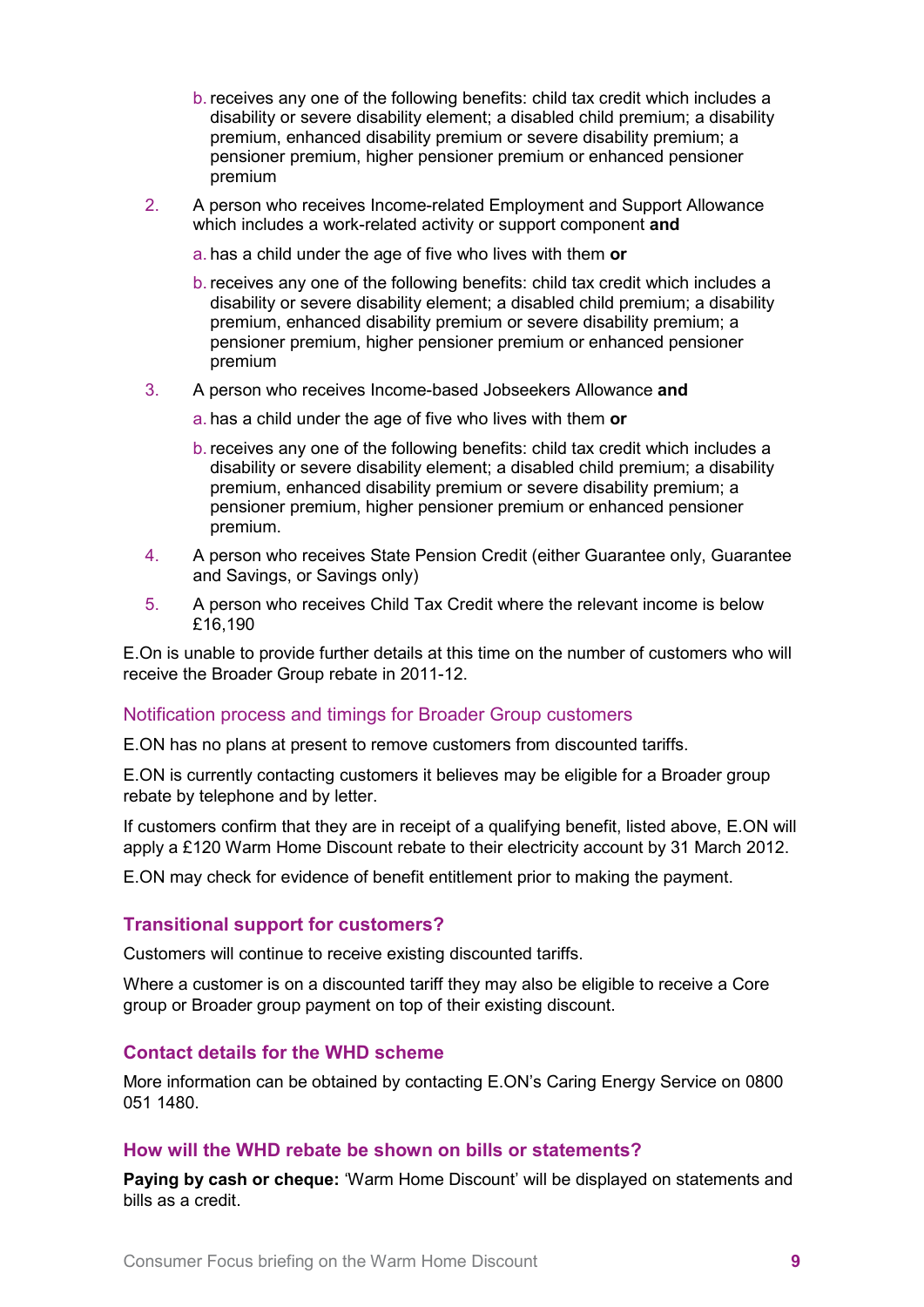b. receives any one of the following benefits: child tax credit which includes a disability or severe disability element; a disabled child premium; a disability premium, enhanced disability premium or severe disability premium; a pensioner premium, higher pensioner premium or enhanced pensioner premium

2. A person who receives Income-related Employment and Support Allowance which includes a work-related activity or support component **and**

   a. has a child under the age of five who lives with them **or**

   b. receives any one of the following benefits: child tax credit which includes a disability or severe disability element; a disabled child premium; a disability premium, enhanced disability premium or severe disability premium; a pensioner premium, higher pensioner premium or enhanced pensioner premium

3. A person who receives Income-based Jobseekers Allowance **and**

   a. has a child under the age of five who lives with them **or**

   b. receives any one of the following benefits: child tax credit which includes a disability or severe disability element; a disabled child premium; a disability premium, enhanced disability premium or severe disability premium; a pensioner premium, higher pensioner premium or enhanced pensioner premium.

4. A person who receives State Pension Credit (either Guarantee only, Guarantee and Savings, or Savings only)

5. A person who receives Child Tax Credit where the relevant income is below £16,190

E.On is unable to provide further details at this time on the number of customers who will receive the Broader Group rebate in 2011-12.

### Notification process and timings for Broader Group customers

E.ON has no plans at present to remove customers from discounted tariffs.

E.ON is currently contacting customers it believes may be eligible for a Broader group rebate by telephone and by letter.

If customers confirm that they are in receipt of a qualifying benefit, listed above, E.ON will apply a £120 Warm Home Discount rebate to their electricity account by 31 March 2012.

E.ON may check for evidence of benefit entitlement prior to making the payment.

## Transitional support for customers?

Customers will continue to receive existing discounted tariffs.

Where a customer is on a discounted tariff they may also be eligible to receive a Core group or Broader group payment on top of their existing discount.

## Contact details for the WHD scheme

More information can be obtained by contacting E.ON's Caring Energy Service on 0800 051 1480.

## How will the WHD rebate be shown on bills or statements?

**Paying by cash or cheque:** 'Warm Home Discount' will be displayed on statements and bills as a credit.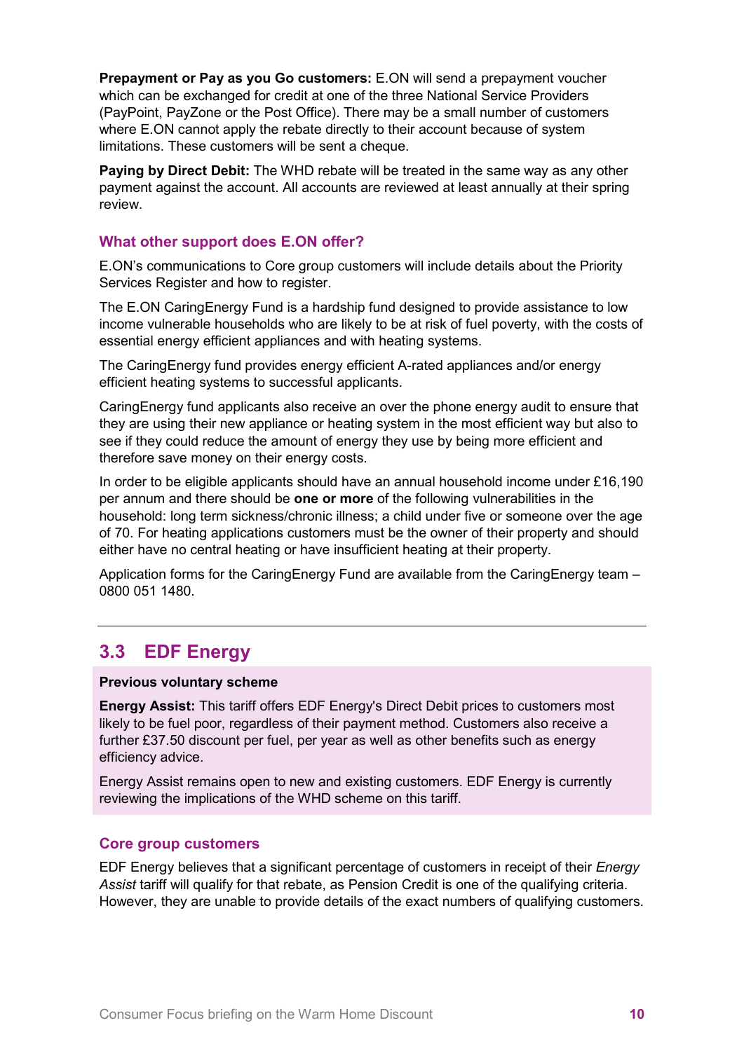**Prepayment or Pay as you Go customers:** E.ON will send a prepayment voucher which can be exchanged for credit at one of the three National Service Providers (PayPoint, PayZone or the Post Office). There may be a small number of customers where E.ON cannot apply the rebate directly to their account because of system limitations. These customers will be sent a cheque.

**Paying by Direct Debit:** The WHD rebate will be treated in the same way as any other payment against the account. All accounts are reviewed at least annually at their spring review.

### What other support does E.ON offer?

E.ON's communications to Core group customers will include details about the Priority Services Register and how to register.

The E.ON CaringEnergy Fund is a hardship fund designed to provide assistance to low income vulnerable households who are likely to be at risk of fuel poverty, with the costs of essential energy efficient appliances and with heating systems.

The CaringEnergy fund provides energy efficient A-rated appliances and/or energy efficient heating systems to successful applicants.

CaringEnergy fund applicants also receive an over the phone energy audit to ensure that they are using their new appliance or heating system in the most efficient way but also to see if they could reduce the amount of energy they use by being more efficient and therefore save money on their energy costs.

In order to be eligible applicants should have an annual household income under £16,190 per annum and there should be **one or more** of the following vulnerabilities in the household: long term sickness/chronic illness; a child under five or someone over the age of 70. For heating applications customers must be the owner of their property and should either have no central heating or have insufficient heating at their property.

Application forms for the CaringEnergy Fund are available from the CaringEnergy team – 0800 051 1480.

---

## 3.3 EDF Energy

**Previous voluntary scheme**

**Energy Assist:** This tariff offers EDF Energy's Direct Debit prices to customers most likely to be fuel poor, regardless of their payment method. Customers also receive a further £37.50 discount per fuel, per year as well as other benefits such as energy efficiency advice.

Energy Assist remains open to new and existing customers. EDF Energy is currently reviewing the implications of the WHD scheme on this tariff.

### Core group customers

EDF Energy believes that a significant percentage of customers in receipt of their *Energy Assist* tariff will qualify for that rebate, as Pension Credit is one of the qualifying criteria. However, they are unable to provide details of the exact numbers of qualifying customers.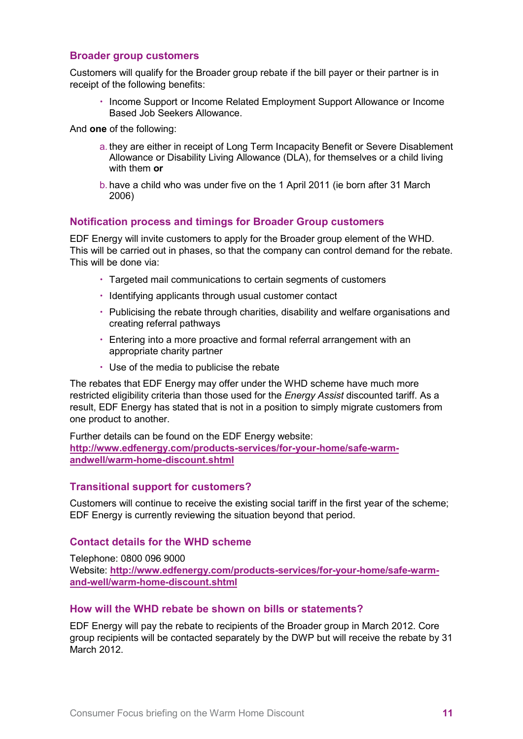### Broader group customers

Customers will qualify for the Broader group rebate if the bill payer or their partner is in receipt of the following benefits:

- Income Support or Income Related Employment Support Allowance or Income Based Job Seekers Allowance.

And **one** of the following:

a. they are either in receipt of Long Term Incapacity Benefit or Severe Disablement Allowance or Disability Living Allowance (DLA), for themselves or a child living with them **or**

b. have a child who was under five on the 1 April 2011 (ie born after 31 March 2006)

### Notification process and timings for Broader Group customers

EDF Energy will invite customers to apply for the Broader group element of the WHD. This will be carried out in phases, so that the company can control demand for the rebate. This will be done via:

- Targeted mail communications to certain segments of customers
- Identifying applicants through usual customer contact
- Publicising the rebate through charities, disability and welfare organisations and creating referral pathways
- Entering into a more proactive and formal referral arrangement with an appropriate charity partner
- Use of the media to publicise the rebate

The rebates that EDF Energy may offer under the WHD scheme have much more restricted eligibility criteria than those used for the *Energy Assist* discounted tariff. As a result, EDF Energy has stated that is not in a position to simply migrate customers from one product to another.

Further details can be found on the EDF Energy website: [http://www.edfenergy.com/products-services/for-your-home/safe-warm-andwell/warm-home-discount.shtml](http://www.edfenergy.com/products-services/for-your-home/safe-warm-andwell/warm-home-discount.shtml)

### Transitional support for customers?

Customers will continue to receive the existing social tariff in the first year of the scheme; EDF Energy is currently reviewing the situation beyond that period.

### Contact details for the WHD scheme

Telephone: 0800 096 9000
Website: [http://www.edfenergy.com/products-services/for-your-home/safe-warm-and-well/warm-home-discount.shtml](http://www.edfenergy.com/products-services/for-your-home/safe-warm-and-well/warm-home-discount.shtml)

### How will the WHD rebate be shown on bills or statements?

EDF Energy will pay the rebate to recipients of the Broader group in March 2012. Core group recipients will be contacted separately by the DWP but will receive the rebate by 31 March 2012.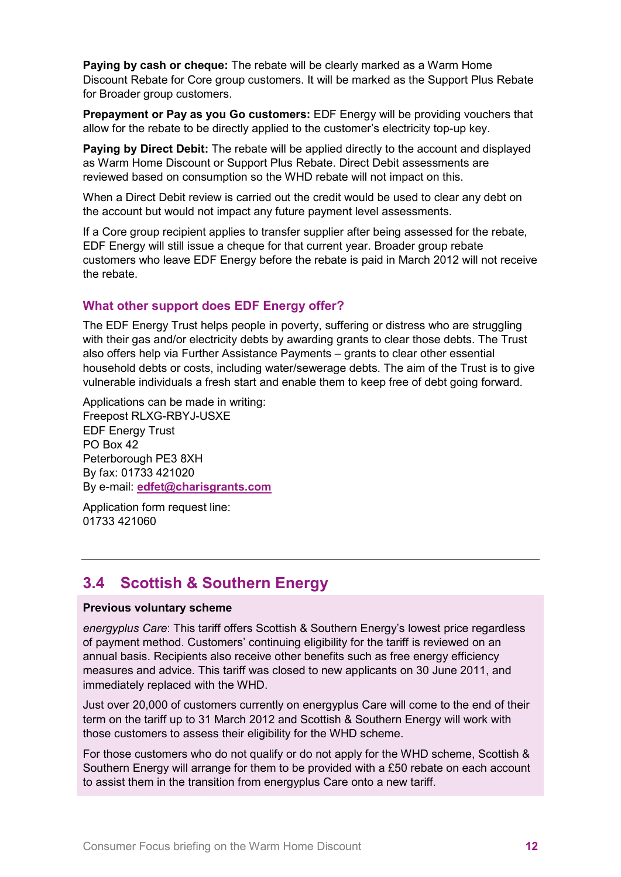**Paying by cash or cheque:** The rebate will be clearly marked as a Warm Home Discount Rebate for Core group customers. It will be marked as the Support Plus Rebate for Broader group customers.

**Prepayment or Pay as you Go customers:** EDF Energy will be providing vouchers that allow for the rebate to be directly applied to the customer's electricity top-up key.

**Paying by Direct Debit:** The rebate will be applied directly to the account and displayed as Warm Home Discount or Support Plus Rebate. Direct Debit assessments are reviewed based on consumption so the WHD rebate will not impact on this.

When a Direct Debit review is carried out the credit would be used to clear any debt on the account but would not impact any future payment level assessments.

If a Core group recipient applies to transfer supplier after being assessed for the rebate, EDF Energy will still issue a cheque for that current year. Broader group rebate customers who leave EDF Energy before the rebate is paid in March 2012 will not receive the rebate.

### What other support does EDF Energy offer?

The EDF Energy Trust helps people in poverty, suffering or distress who are struggling with their gas and/or electricity debts by awarding grants to clear those debts. The Trust also offers help via Further Assistance Payments – grants to clear other essential household debts or costs, including water/sewerage debts. The aim of the Trust is to give vulnerable individuals a fresh start and enable them to keep free of debt going forward.

Applications can be made in writing:
Freepost RLXG-RBYJ-USXE
EDF Energy Trust
PO Box 42
Peterborough PE3 8XH
By fax: 01733 421020
By e-mail: **edfet@charisgrants.com**

Application form request line:
01733 421060

## 3.4 Scottish & Southern Energy

**Previous voluntary scheme**

*energyplus Care*: This tariff offers Scottish & Southern Energy's lowest price regardless of payment method. Customers' continuing eligibility for the tariff is reviewed on an annual basis. Recipients also receive other benefits such as free energy efficiency measures and advice. This tariff was closed to new applicants on 30 June 2011, and immediately replaced with the WHD.

Just over 20,000 of customers currently on energyplus Care will come to the end of their term on the tariff up to 31 March 2012 and Scottish & Southern Energy will work with those customers to assess their eligibility for the WHD scheme.

For those customers who do not qualify or do not apply for the WHD scheme, Scottish & Southern Energy will arrange for them to be provided with a £50 rebate on each account to assist them in the transition from energyplus Care onto a new tariff.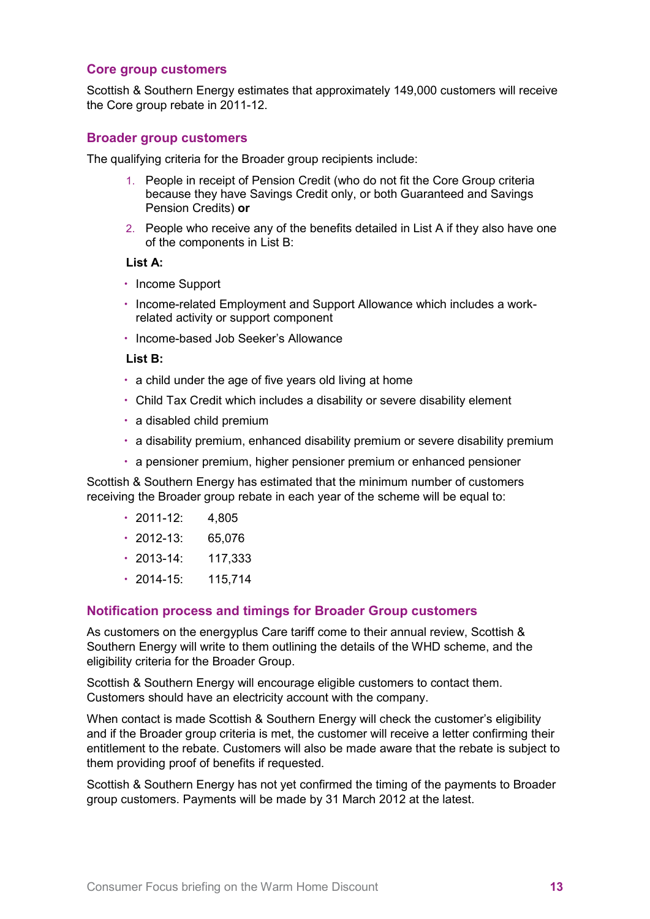## Core group customers

Scottish & Southern Energy estimates that approximately 149,000 customers will receive the Core group rebate in 2011-12.

## Broader group customers

The qualifying criteria for the Broader group recipients include:

1. People in receipt of Pension Credit (who do not fit the Core Group criteria because they have Savings Credit only, or both Guaranteed and Savings Pension Credits) **or**
2. People who receive any of the benefits detailed in List A if they also have one of the components in List B:

**List A:**

- Income Support
- Income-related Employment and Support Allowance which includes a work-related activity or support component
- Income-based Job Seeker's Allowance

**List B:**

- a child under the age of five years old living at home
- Child Tax Credit which includes a disability or severe disability element
- a disabled child premium
- a disability premium, enhanced disability premium or severe disability premium
- a pensioner premium, higher pensioner premium or enhanced pensioner

Scottish & Southern Energy has estimated that the minimum number of customers receiving the Broader group rebate in each year of the scheme will be equal to:

- 2011-12: 4,805
- 2012-13: 65,076
- 2013-14: 117,333
- 2014-15: 115,714

## Notification process and timings for Broader Group customers

As customers on the energyplus Care tariff come to their annual review, Scottish & Southern Energy will write to them outlining the details of the WHD scheme, and the eligibility criteria for the Broader Group.

Scottish & Southern Energy will encourage eligible customers to contact them. Customers should have an electricity account with the company.

When contact is made Scottish & Southern Energy will check the customer's eligibility and if the Broader group criteria is met, the customer will receive a letter confirming their entitlement to the rebate. Customers will also be made aware that the rebate is subject to them providing proof of benefits if requested.

Scottish & Southern Energy has not yet confirmed the timing of the payments to Broader group customers. Payments will be made by 31 March 2012 at the latest.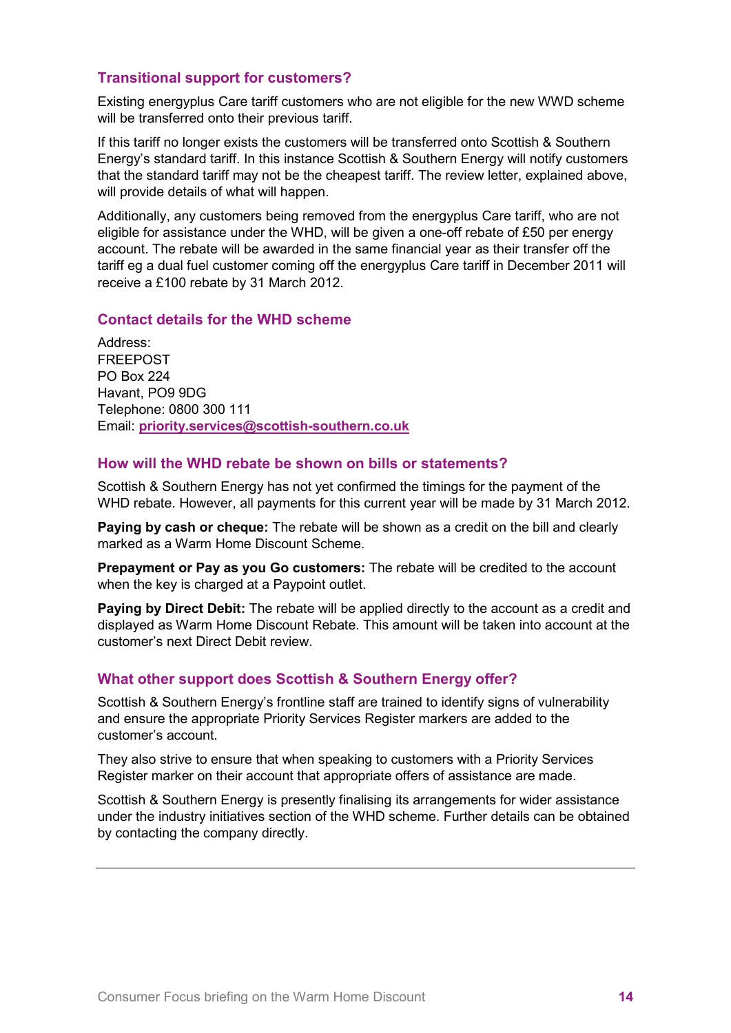### Transitional support for customers?

Existing energyplus Care tariff customers who are not eligible for the new WWD scheme will be transferred onto their previous tariff.

If this tariff no longer exists the customers will be transferred onto Scottish & Southern Energy's standard tariff. In this instance Scottish & Southern Energy will notify customers that the standard tariff may not be the cheapest tariff. The review letter, explained above, will provide details of what will happen.

Additionally, any customers being removed from the energyplus Care tariff, who are not eligible for assistance under the WHD, will be given a one-off rebate of £50 per energy account. The rebate will be awarded in the same financial year as their transfer off the tariff eg a dual fuel customer coming off the energyplus Care tariff in December 2011 will receive a £100 rebate by 31 March 2012.

### Contact details for the WHD scheme

Address:
FREEPOST
PO Box 224
Havant, PO9 9DG
Telephone: 0800 300 111
Email: **priority.services@scottish-southern.co.uk**

### How will the WHD rebate be shown on bills or statements?

Scottish & Southern Energy has not yet confirmed the timings for the payment of the WHD rebate. However, all payments for this current year will be made by 31 March 2012.

**Paying by cash or cheque:** The rebate will be shown as a credit on the bill and clearly marked as a Warm Home Discount Scheme.

**Prepayment or Pay as you Go customers:** The rebate will be credited to the account when the key is charged at a Paypoint outlet.

**Paying by Direct Debit:** The rebate will be applied directly to the account as a credit and displayed as Warm Home Discount Rebate. This amount will be taken into account at the customer's next Direct Debit review.

### What other support does Scottish & Southern Energy offer?

Scottish & Southern Energy's frontline staff are trained to identify signs of vulnerability and ensure the appropriate Priority Services Register markers are added to the customer's account.

They also strive to ensure that when speaking to customers with a Priority Services Register marker on their account that appropriate offers of assistance are made.

Scottish & Southern Energy is presently finalising its arrangements for wider assistance under the industry initiatives section of the WHD scheme. Further details can be obtained by contacting the company directly.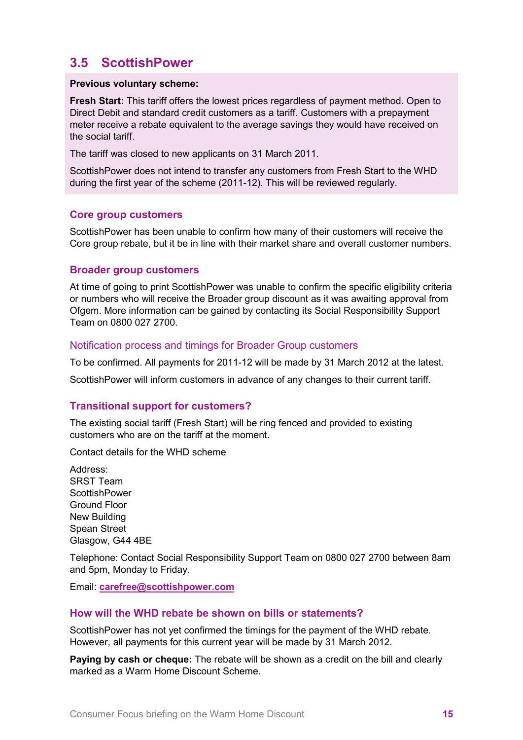## 3.5 ScottishPower

**Previous voluntary scheme:**

**Fresh Start:** This tariff offers the lowest prices regardless of payment method. Open to Direct Debit and standard credit customers as a tariff. Customers with a prepayment meter receive a rebate equivalent to the average savings they would have received on the social tariff.

The tariff was closed to new applicants on 31 March 2011.

ScottishPower does not intend to transfer any customers from Fresh Start to the WHD during the first year of the scheme (2011-12). This will be reviewed regularly.

### Core group customers

ScottishPower has been unable to confirm how many of their customers will receive the Core group rebate, but it be in line with their market share and overall customer numbers.

### Broader group customers

At time of going to print ScottishPower was unable to confirm the specific eligibility criteria or numbers who will receive the Broader group discount as it was awaiting approval from Ofgem. More information can be gained by contacting its Social Responsibility Support Team on 0800 027 2700.

### Notification process and timings for Broader Group customers

To be confirmed. All payments for 2011-12 will be made by 31 March 2012 at the latest.

ScottishPower will inform customers in advance of any changes to their current tariff.

### Transitional support for customers?

The existing social tariff (Fresh Start) will be ring fenced and provided to existing customers who are on the tariff at the moment.

Contact details for the WHD scheme

Address:
SRST Team
ScottishPower
Ground Floor
New Building
Spean Street
Glasgow, G44 4BE

Telephone: Contact Social Responsibility Support Team on 0800 027 2700 between 8am and 5pm, Monday to Friday.

Email: **carefree@scottishpower.com**

### How will the WHD rebate be shown on bills or statements?

ScottishPower has not yet confirmed the timings for the payment of the WHD rebate. However, all payments for this current year will be made by 31 March 2012.

**Paying by cash or cheque:** The rebate will be shown as a credit on the bill and clearly marked as a Warm Home Discount Scheme.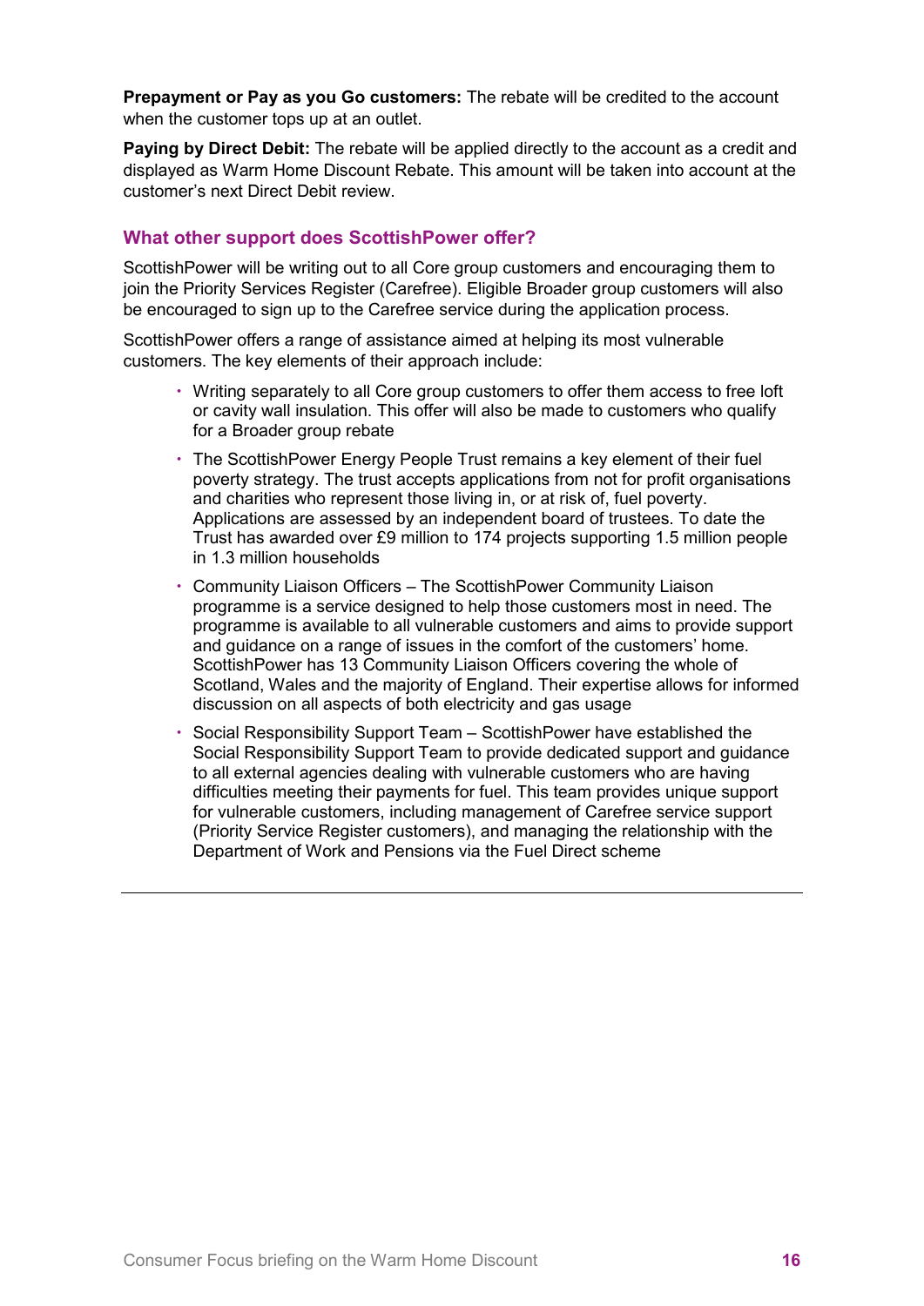**Prepayment or Pay as you Go customers:** The rebate will be credited to the account when the customer tops up at an outlet.

**Paying by Direct Debit:** The rebate will be applied directly to the account as a credit and displayed as Warm Home Discount Rebate. This amount will be taken into account at the customer's next Direct Debit review.

### What other support does ScottishPower offer?

ScottishPower will be writing out to all Core group customers and encouraging them to join the Priority Services Register (Carefree). Eligible Broader group customers will also be encouraged to sign up to the Carefree service during the application process.

ScottishPower offers a range of assistance aimed at helping its most vulnerable customers. The key elements of their approach include:

- Writing separately to all Core group customers to offer them access to free loft or cavity wall insulation. This offer will also be made to customers who qualify for a Broader group rebate
- The ScottishPower Energy People Trust remains a key element of their fuel poverty strategy. The trust accepts applications from not for profit organisations and charities who represent those living in, or at risk of, fuel poverty. Applications are assessed by an independent board of trustees. To date the Trust has awarded over £9 million to 174 projects supporting 1.5 million people in 1.3 million households
- Community Liaison Officers – The ScottishPower Community Liaison programme is a service designed to help those customers most in need. The programme is available to all vulnerable customers and aims to provide support and guidance on a range of issues in the comfort of the customers' home. ScottishPower has 13 Community Liaison Officers covering the whole of Scotland, Wales and the majority of England. Their expertise allows for informed discussion on all aspects of both electricity and gas usage
- Social Responsibility Support Team – ScottishPower have established the Social Responsibility Support Team to provide dedicated support and guidance to all external agencies dealing with vulnerable customers who are having difficulties meeting their payments for fuel. This team provides unique support for vulnerable customers, including management of Carefree service support (Priority Service Register customers), and managing the relationship with the Department of Work and Pensions via the Fuel Direct scheme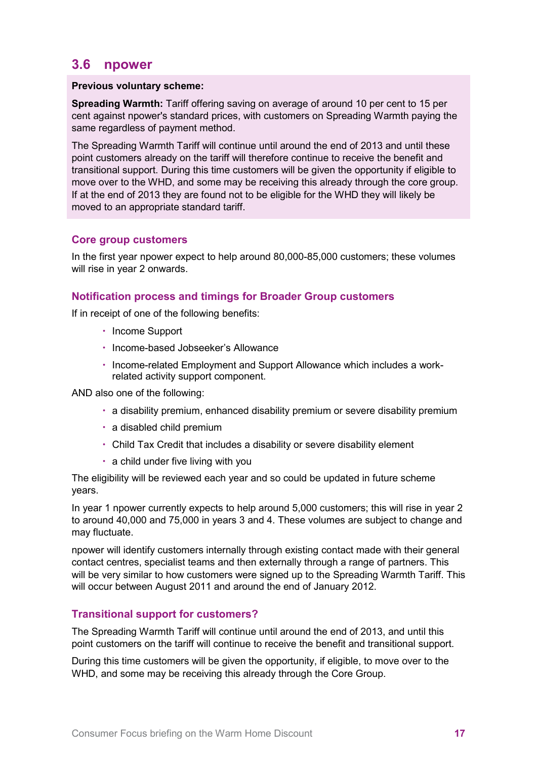## 3.6 npower

**Previous voluntary scheme:**

**Spreading Warmth:** Tariff offering saving on average of around 10 per cent to 15 per cent against npower's standard prices, with customers on Spreading Warmth paying the same regardless of payment method.

The Spreading Warmth Tariff will continue until around the end of 2013 and until these point customers already on the tariff will therefore continue to receive the benefit and transitional support. During this time customers will be given the opportunity if eligible to move over to the WHD, and some may be receiving this already through the core group. If at the end of 2013 they are found not to be eligible for the WHD they will likely be moved to an appropriate standard tariff.

### Core group customers

In the first year npower expect to help around 80,000-85,000 customers; these volumes will rise in year 2 onwards.

### Notification process and timings for Broader Group customers

If in receipt of one of the following benefits:

- Income Support
- Income-based Jobseeker's Allowance
- Income-related Employment and Support Allowance which includes a work-related activity support component.

AND also one of the following:

- a disability premium, enhanced disability premium or severe disability premium
- a disabled child premium
- Child Tax Credit that includes a disability or severe disability element
- a child under five living with you

The eligibility will be reviewed each year and so could be updated in future scheme years.

In year 1 npower currently expects to help around 5,000 customers; this will rise in year 2 to around 40,000 and 75,000 in years 3 and 4. These volumes are subject to change and may fluctuate.

npower will identify customers internally through existing contact made with their general contact centres, specialist teams and then externally through a range of partners. This will be very similar to how customers were signed up to the Spreading Warmth Tariff. This will occur between August 2011 and around the end of January 2012.

### Transitional support for customers?

The Spreading Warmth Tariff will continue until around the end of 2013, and until this point customers on the tariff will continue to receive the benefit and transitional support.

During this time customers will be given the opportunity, if eligible, to move over to the WHD, and some may be receiving this already through the Core Group.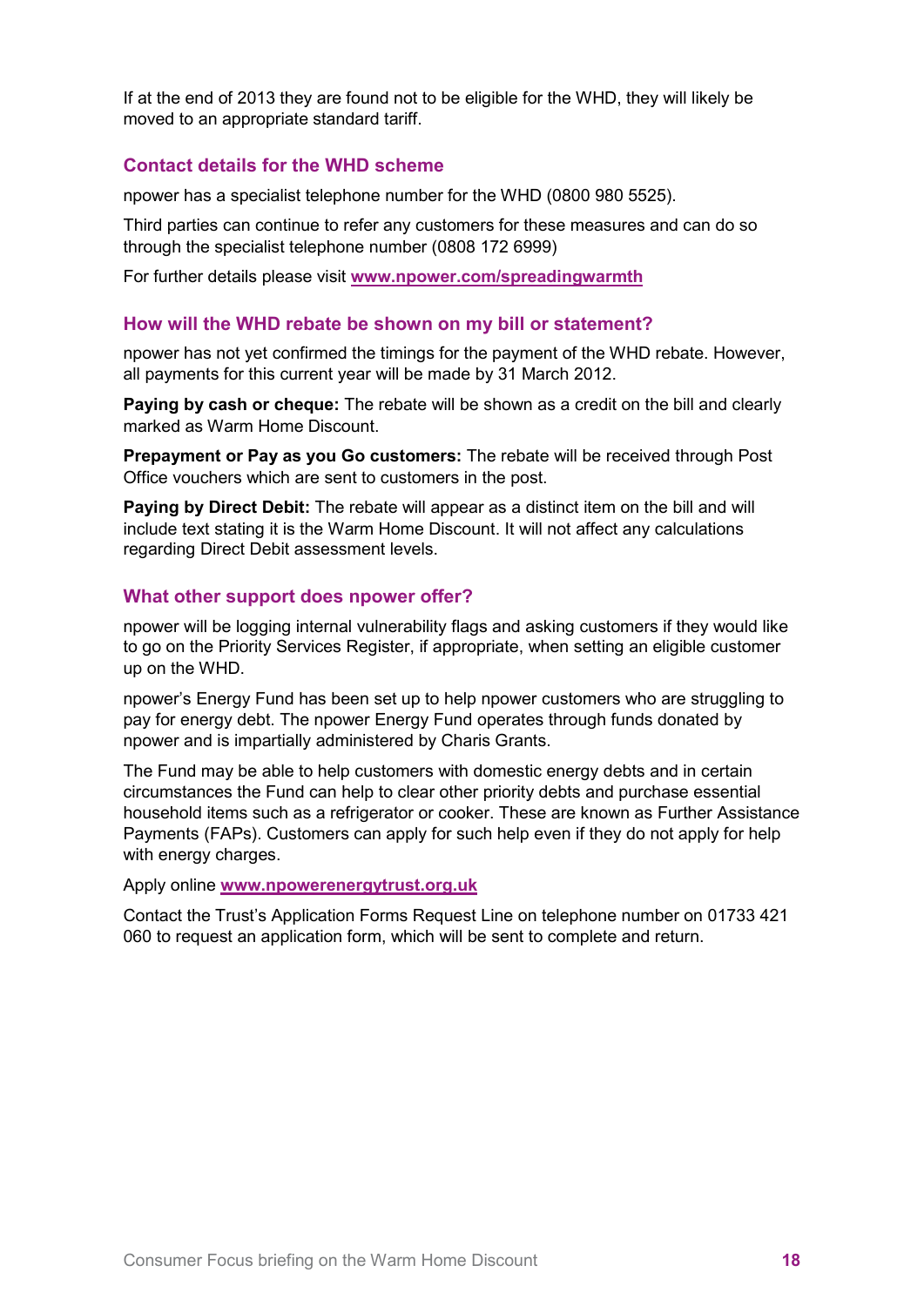If at the end of 2013 they are found not to be eligible for the WHD, they will likely be moved to an appropriate standard tariff.

### Contact details for the WHD scheme

npower has a specialist telephone number for the WHD (0800 980 5525).

Third parties can continue to refer any customers for these measures and can do so through the specialist telephone number (0808 172 6999)

For further details please visit **www.npower.com/spreadingwarmth**

### How will the WHD rebate be shown on my bill or statement?

npower has not yet confirmed the timings for the payment of the WHD rebate. However, all payments for this current year will be made by 31 March 2012.

**Paying by cash or cheque:** The rebate will be shown as a credit on the bill and clearly marked as Warm Home Discount.

**Prepayment or Pay as you Go customers:** The rebate will be received through Post Office vouchers which are sent to customers in the post.

**Paying by Direct Debit:** The rebate will appear as a distinct item on the bill and will include text stating it is the Warm Home Discount. It will not affect any calculations regarding Direct Debit assessment levels.

### What other support does npower offer?

npower will be logging internal vulnerability flags and asking customers if they would like to go on the Priority Services Register, if appropriate, when setting an eligible customer up on the WHD.

npower's Energy Fund has been set up to help npower customers who are struggling to pay for energy debt. The npower Energy Fund operates through funds donated by npower and is impartially administered by Charis Grants.

The Fund may be able to help customers with domestic energy debts and in certain circumstances the Fund can help to clear other priority debts and purchase essential household items such as a refrigerator or cooker. These are known as Further Assistance Payments (FAPs). Customers can apply for such help even if they do not apply for help with energy charges.

Apply online **www.npowerenergytrust.org.uk**

Contact the Trust's Application Forms Request Line on telephone number on 01733 421 060 to request an application form, which will be sent to complete and return.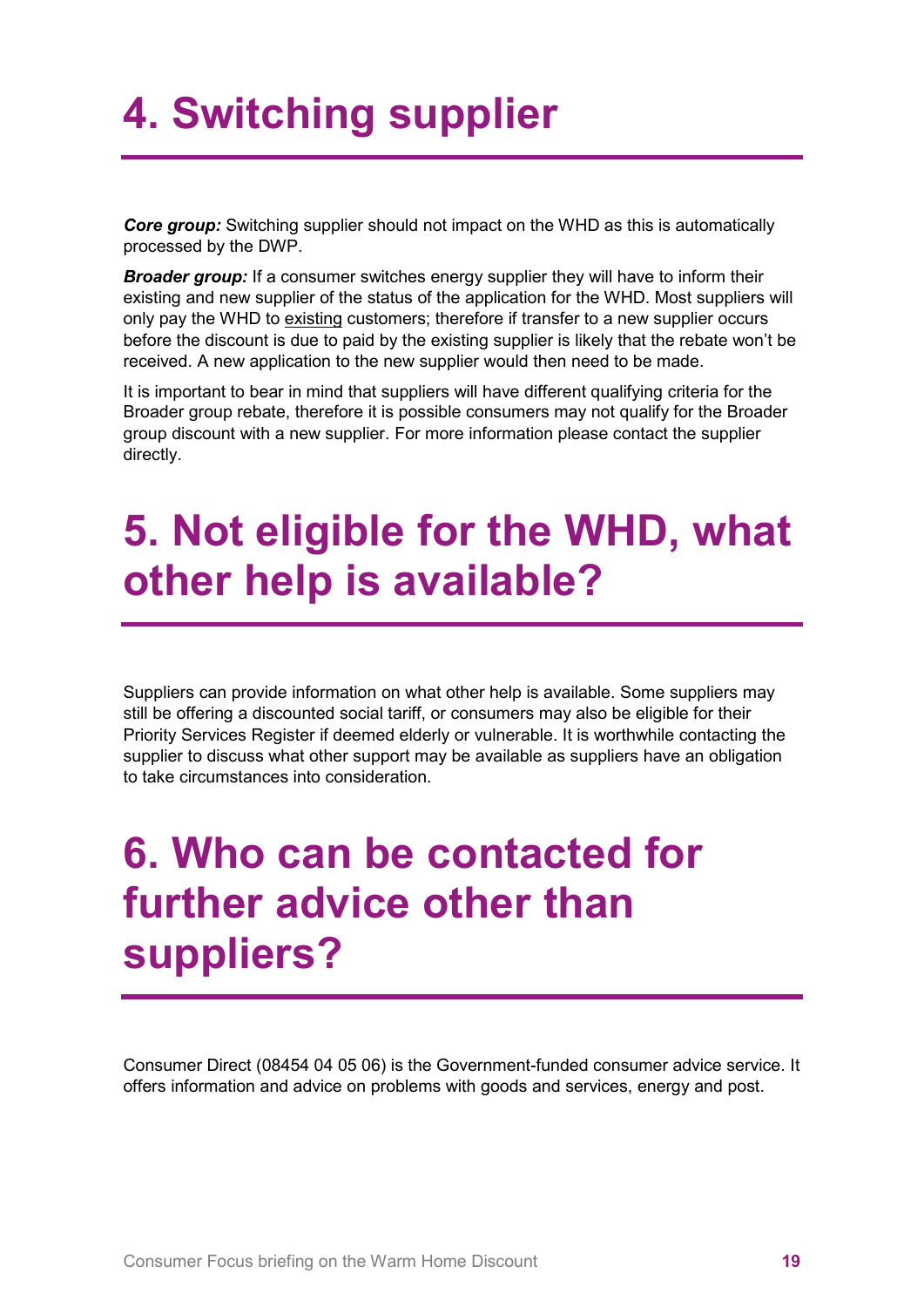# 4. Switching supplier

***Core group:*** Switching supplier should not impact on the WHD as this is automatically processed by the DWP.

***Broader group:*** If a consumer switches energy supplier they will have to inform their existing and new supplier of the status of the application for the WHD. Most suppliers will only pay the WHD to existing customers; therefore if transfer to a new supplier occurs before the discount is due to paid by the existing supplier is likely that the rebate won't be received. A new application to the new supplier would then need to be made.

It is important to bear in mind that suppliers will have different qualifying criteria for the Broader group rebate, therefore it is possible consumers may not qualify for the Broader group discount with a new supplier. For more information please contact the supplier directly.

# 5. Not eligible for the WHD, what other help is available?

Suppliers can provide information on what other help is available. Some suppliers may still be offering a discounted social tariff, or consumers may also be eligible for their Priority Services Register if deemed elderly or vulnerable. It is worthwhile contacting the supplier to discuss what other support may be available as suppliers have an obligation to take circumstances into consideration.

# 6. Who can be contacted for further advice other than suppliers?

Consumer Direct (08454 04 05 06) is the Government-funded consumer advice service. It offers information and advice on problems with goods and services, energy and post.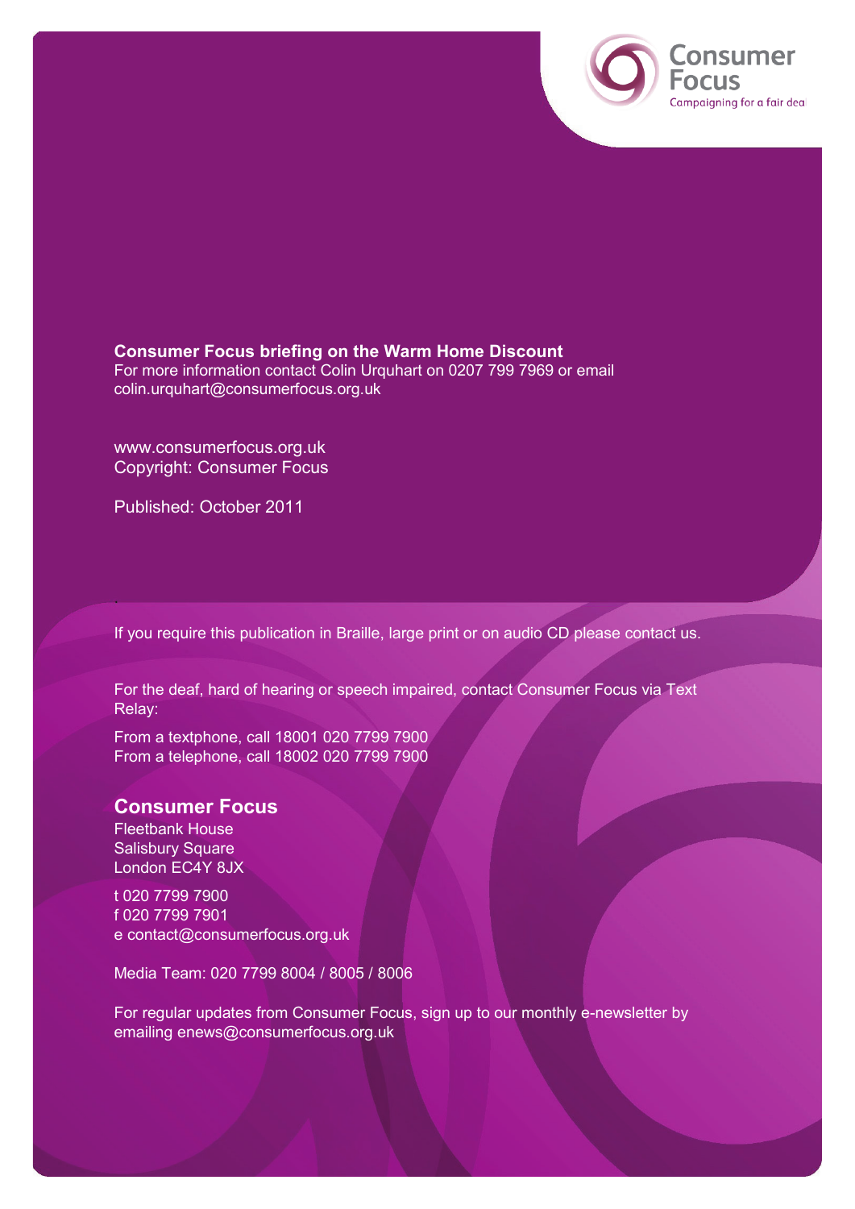**Consumer Focus briefing on the Warm Home Discount**
For more information contact Colin Urquhart on 0207 799 7969 or email colin.urquhart@consumerfocus.org.uk

www.consumerfocus.org.uk
Copyright: Consumer Focus

Published: October 2011

If you require this publication in Braille, large print or on audio CD please contact us.

For the deaf, hard of hearing or speech impaired, contact Consumer Focus via Text Relay:

From a textphone, call 18001 020 7799 7900
From a telephone, call 18002 020 7799 7900

## Consumer Focus

Fleetbank House
Salisbury Square
London EC4Y 8JX

t 020 7799 7900
f 020 7799 7901
e contact@consumerfocus.org.uk

Media Team: 020 7799 8004 / 8005 / 8006

For regular updates from Consumer Focus, sign up to our monthly e-newsletter by emailing enews@consumerfocus.org.uk